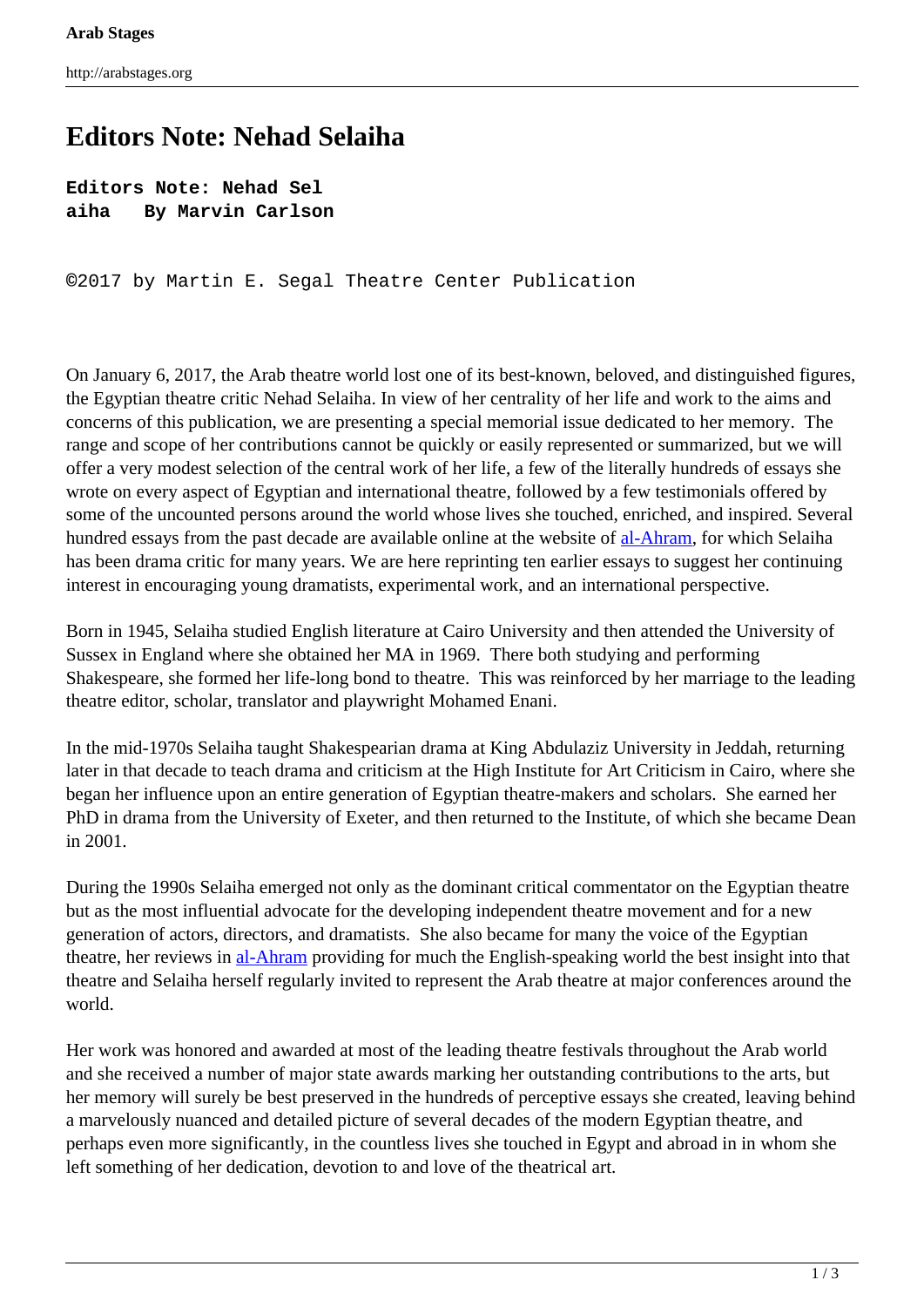# Editors Note: Nehad Selaiha

**Editors Note: Nehad Selaiha By Marvin Carlson**

©2017 by Martin E. Segal Theatre Center Publication

On January 6, 2017, the Arab theatre world lost one of its best-known, beloved, and distinguished figures, the Egyptian theatre critic Nehad Selaiha. In view of her centrality of her life and work to the aims and concerns of this publication, we are presenting a special memorial issue dedicated to her memory. The range and scope of her contributions cannot be quickly or easily represented or summarized, but we will offer a very modest selection of the central work of her life, a few of the literally hundreds of essays she wrote on every aspect of Egyptian and international theatre, followed by a few testimonials offered by some of the uncounted persons around the world whose lives she touched, enriched, and inspired. Several hundred essays from the past decade are available online at the website of al-Ahram, for which Selaiha has been drama critic for many years. We are here reprinting ten earlier essays to suggest her continuing interest in encouraging young dramatists, experimental work, and an international perspective.

Born in 1945, Selaiha studied English literature at Cairo University and then attended the University of Sussex in England where she obtained her MA in 1969. There both studying and performing Shakespeare, she formed her life-long bond to theatre. This was reinforced by her marriage to the leading theatre editor, scholar, translator and playwright Mohamed Enani.

In the mid-1970s Selaiha taught Shakespearian drama at King Abdulaziz University in Jeddah, returning later in that decade to teach drama and criticism at the High Institute for Art Criticism in Cairo, where she began her influence upon an entire generation of Egyptian theatre-makers and scholars. She earned her PhD in drama from the University of Exeter, and then returned to the Institute, of which she became Dean in 2001.

During the 1990s Selaiha emerged not only as the dominant critical commentator on the Egyptian theatre but as the most influential advocate for the developing independent theatre movement and for a new generation of actors, directors, and dramatists. She also became for many the voice of the Egyptian theatre, her reviews in al-Ahram providing for much the English-speaking world the best insight into that theatre and Selaiha herself regularly invited to represent the Arab theatre at major conferences around the world.

Her work was honored and awarded at most of the leading theatre festivals throughout the Arab world and she received a number of major state awards marking her outstanding contributions to the arts, but her memory will surely be best preserved in the hundreds of perceptive essays she created, leaving behind a marvelously nuanced and detailed picture of several decades of the modern Egyptian theatre, and perhaps even more significantly, in the countless lives she touched in Egypt and abroad in in whom she left something of her dedication, devotion to and love of the theatrical art.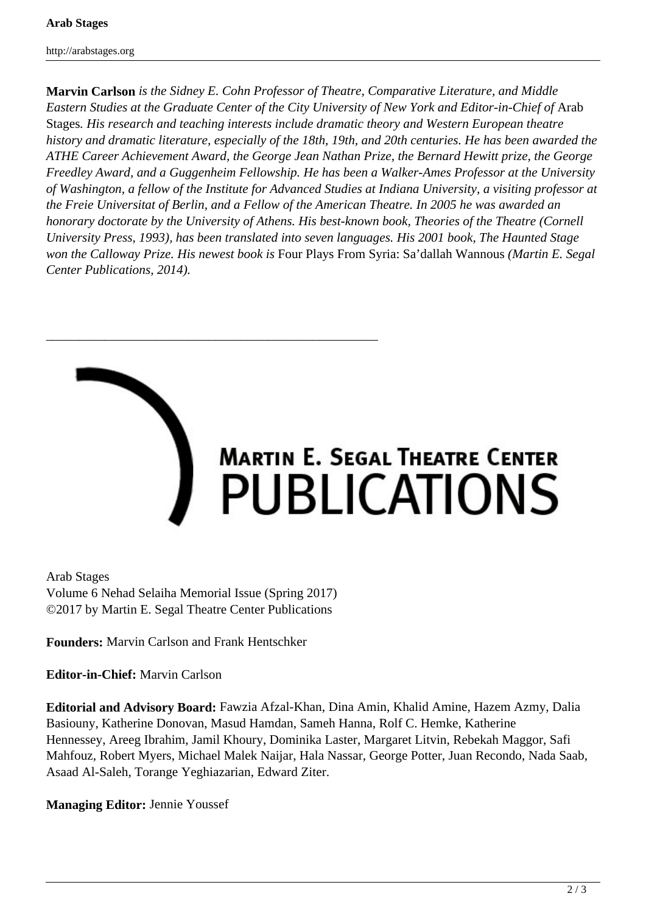**Marvin Carlson** *is the Sidney E. Cohn Professor of Theatre, Comparative Literature, and Middle Eastern Studies at the Graduate Center of the City University of New York and Editor-in-Chief of* Arab Stages*. His research and teaching interests include dramatic theory and Western European theatre history and dramatic literature, especially of the 18th, 19th, and 20th centuries. He has been awarded the ATHE Career Achievement Award, the George Jean Nathan Prize, the Bernard Hewitt prize, the George Freedley Award, and a Guggenheim Fellowship. He has been a Walker-Ames Professor at the University of Washington, a fellow of the Institute for Advanced Studies at Indiana University, a visiting professor at the Freie Universitat of Berlin, and a Fellow of the American Theatre. In 2005 he was awarded an honorary doctorate by the University of Athens. His best-known book, Theories of the Theatre (Cornell University Press, 1993), has been translated into seven languages. His 2001 book, The Haunted Stage won the Calloway Prize. His newest book is* Four Plays From Syria: Sa'dallah Wannous *(Martin E. Segal Center Publications, 2014).*

---

MARTIN E. SEGAL THEATRE CENTER PUBLICATIONS

Arab Stages
Volume 6 Nehad Selaiha Memorial Issue (Spring 2017)
©2017 by Martin E. Segal Theatre Center Publications

**Founders:** Marvin Carlson and Frank Hentschker

**Editor-in-Chief:** Marvin Carlson

**Editorial and Advisory Board:** Fawzia Afzal-Khan, Dina Amin, Khalid Amine, Hazem Azmy, Dalia Basiouny, Katherine Donovan, Masud Hamdan, Sameh Hanna, Rolf C. Hemke, Katherine Hennessey, Areeg Ibrahim, Jamil Khoury, Dominika Laster, Margaret Litvin, Rebekah Maggor, Safi Mahfouz, Robert Myers, Michael Malek Naijar, Hala Nassar, George Potter, Juan Recondo, Nada Saab, Asaad Al-Saleh, Torange Yeghiazarian, Edward Ziter.

**Managing Editor:** Jennie Youssef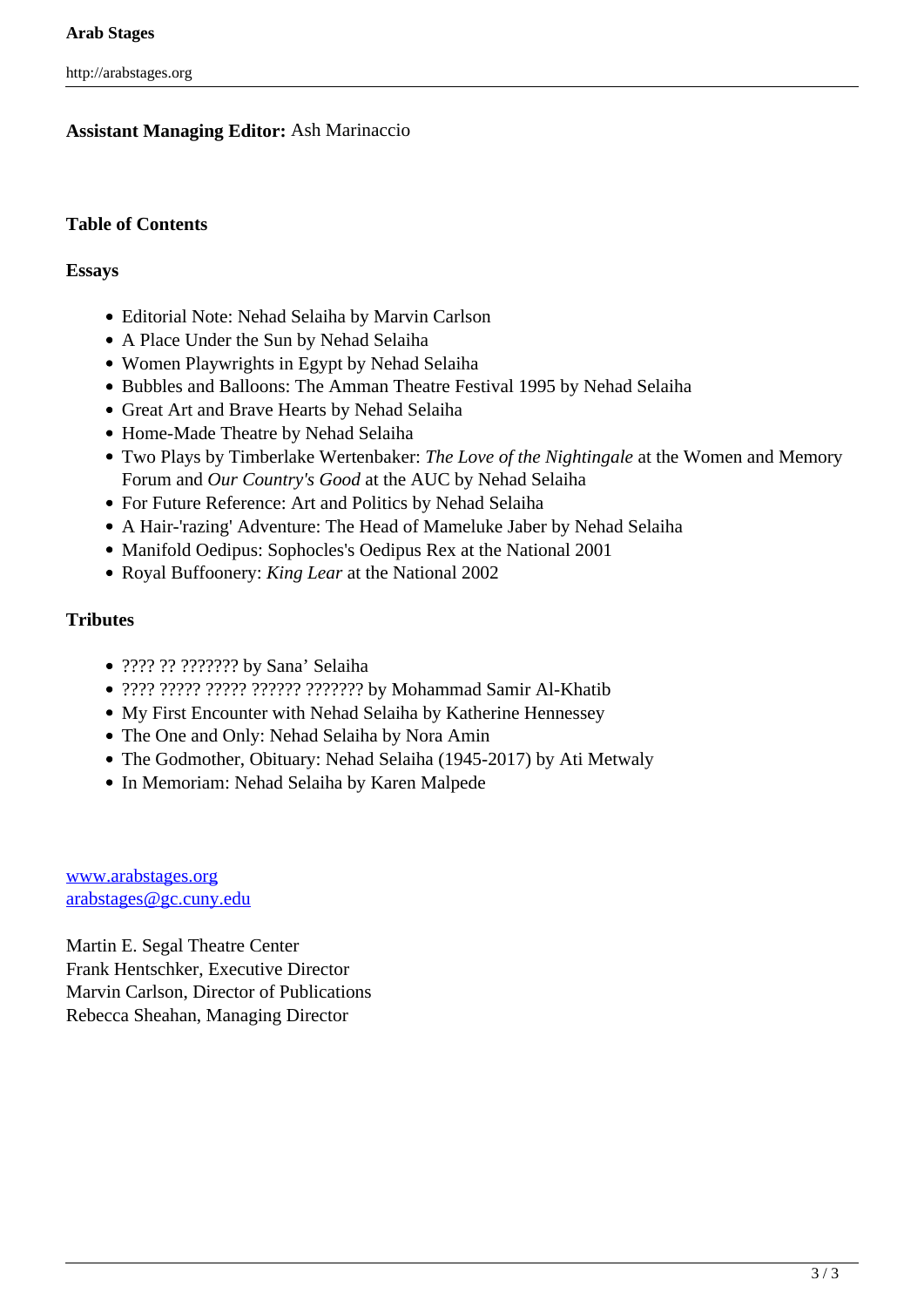**Assistant Managing Editor:** Ash Marinaccio

**Table of Contents**

**Essays**

- Editorial Note: Nehad Selaiha by Marvin Carlson
- A Place Under the Sun by Nehad Selaiha
- Women Playwrights in Egypt by Nehad Selaiha
- Bubbles and Balloons: The Amman Theatre Festival 1995 by Nehad Selaiha
- Great Art and Brave Hearts by Nehad Selaiha
- Home-Made Theatre by Nehad Selaiha
- Two Plays by Timberlake Wertenbaker: *The Love of the Nightingale* at the Women and Memory Forum and *Our Country's Good* at the AUC by Nehad Selaiha
- For Future Reference: Art and Politics by Nehad Selaiha
- A Hair-'razing' Adventure: The Head of Mameluke Jaber by Nehad Selaiha
- Manifold Oedipus: Sophocles's Oedipus Rex at the National 2001
- Royal Buffoonery: *King Lear* at the National 2002

**Tributes**

- ???? ?? ??????? by Sana' Selaiha
- ???? ????? ????? ?????? ??????? by Mohammad Samir Al-Khatib
- My First Encounter with Nehad Selaiha by Katherine Hennessey
- The One and Only: Nehad Selaiha by Nora Amin
- The Godmother, Obituary: Nehad Selaiha (1945-2017) by Ati Metwaly
- In Memoriam: Nehad Selaiha by Karen Malpede

[www.arabstages.org](http://www.arabstages.org)
[arabstages@gc.cuny.edu](mailto:arabstages@gc.cuny.edu)

Martin E. Segal Theatre Center
Frank Hentschker, Executive Director
Marvin Carlson, Director of Publications
Rebecca Sheahan, Managing Director